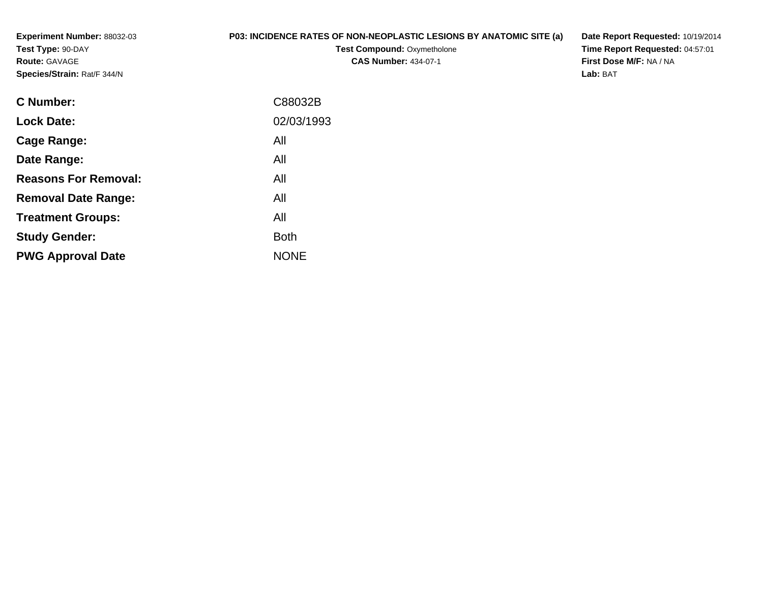**Experiment Number:** 88032-03
**Test Type:** 90-DAY
**Route:** GAVAGE
**Species/Strain:** Rat/F 344/N

**P03: INCIDENCE RATES OF NON-NEOPLASTIC LESIONS BY ANATOMIC SITE (a)**
**Test Compound:** Oxymetholone
**CAS Number:** 434-07-1

**Date Report Requested:** 10/19/2014
**Time Report Requested:** 04:57:01
**First Dose M/F:** NA / NA
**Lab:** BAT

| | |
|---|---|
| **C Number:** | C88032B |
| **Lock Date:** | 02/03/1993 |
| **Cage Range:** | All |
| **Date Range:** | All |
| **Reasons For Removal:** | All |
| **Removal Date Range:** | All |
| **Treatment Groups:** | All |
| **Study Gender:** | Both |
| **PWG Approval Date** | NONE |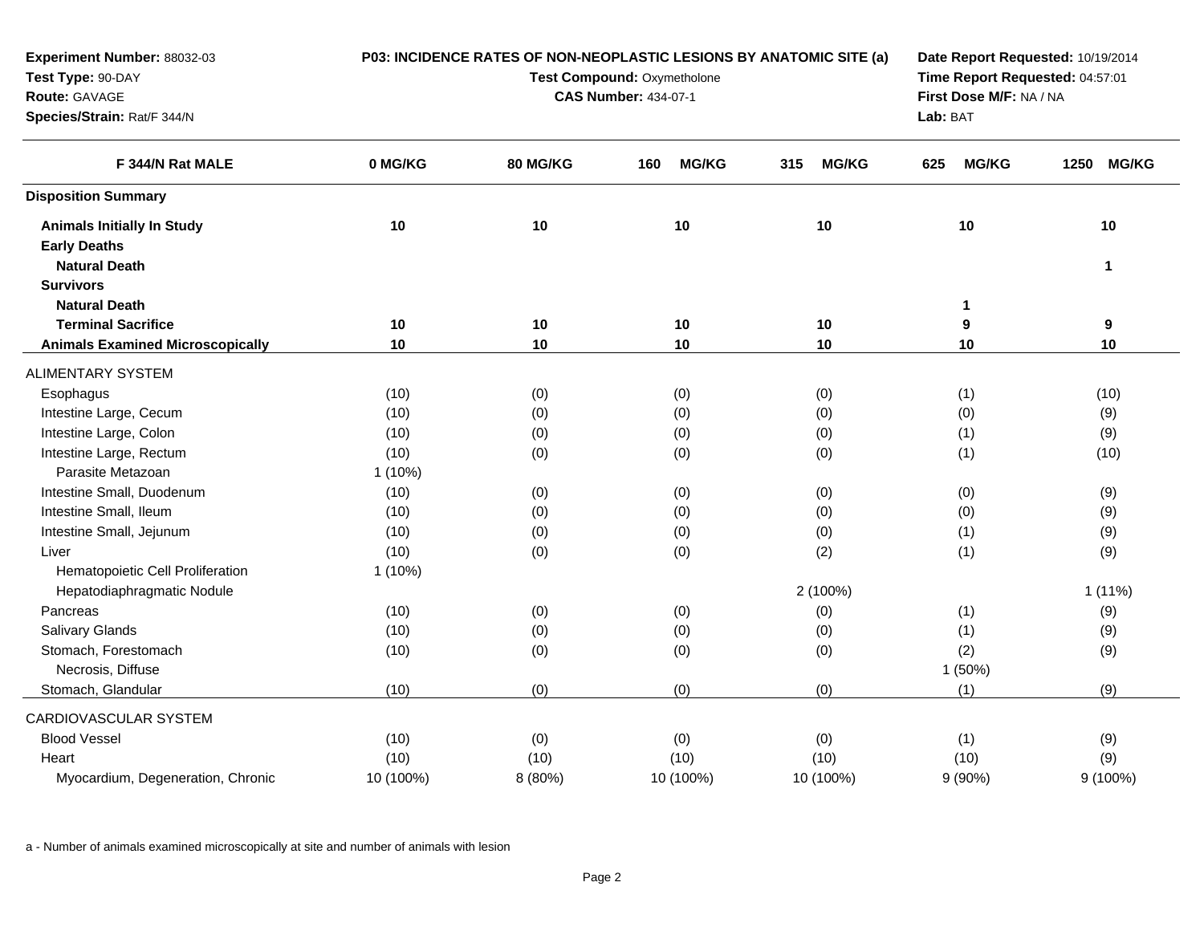**Experiment Number:** 88032-03
**Test Type:** 90-DAY
**Route:** GAVAGE
**Species/Strain:** Rat/F 344/N

**P03: INCIDENCE RATES OF NON-NEOPLASTIC LESIONS BY ANATOMIC SITE (a)**
**Test Compound:** Oxymetholone
**CAS Number:** 434-07-1

**Date Report Requested:** 10/19/2014
**Time Report Requested:** 04:57:01
**First Dose M/F:** NA / NA
**Lab:** BAT

| F 344/N Rat MALE | 0 MG/KG | 80 MG/KG | 160 MG/KG | 315 MG/KG | 625 MG/KG | 1250 MG/KG |
|---|---|---|---|---|---|---|
| **Disposition Summary** | | | | | | |
| **Animals Initially In Study** | **10** | **10** | **10** | **10** | **10** | **10** |
| **Early Deaths** | | | | | | |
| **Natural Death** | | | | | | **1** |
| **Survivors** | | | | | | |
| **Natural Death** | | | | | **1** | |
| **Terminal Sacrifice** | **10** | **10** | **10** | **10** | **9** | **9** |
| **Animals Examined Microscopically** | **10** | **10** | **10** | **10** | **10** | **10** |
| ALIMENTARY SYSTEM | | | | | | |
| Esophagus | (10) | (0) | (0) | (0) | (1) | (10) |
| Intestine Large, Cecum | (10) | (0) | (0) | (0) | (0) | (9) |
| Intestine Large, Colon | (10) | (0) | (0) | (0) | (1) | (9) |
| Intestine Large, Rectum | (10) | (0) | (0) | (0) | (1) | (10) |
| Parasite Metazoan | 1 (10%) | | | | | |
| Intestine Small, Duodenum | (10) | (0) | (0) | (0) | (0) | (9) |
| Intestine Small, Ileum | (10) | (0) | (0) | (0) | (0) | (9) |
| Intestine Small, Jejunum | (10) | (0) | (0) | (0) | (1) | (9) |
| Liver | (10) | (0) | (0) | (2) | (1) | (9) |
| Hematopoietic Cell Proliferation | 1 (10%) | | | | | |
| Hepatodiaphragmatic Nodule | | | | 2 (100%) | | 1 (11%) |
| Pancreas | (10) | (0) | (0) | (0) | (1) | (9) |
| Salivary Glands | (10) | (0) | (0) | (0) | (1) | (9) |
| Stomach, Forestomach | (10) | (0) | (0) | (0) | (2) | (9) |
| Necrosis, Diffuse | | | | | 1 (50%) | |
| Stomach, Glandular | (10) | (0) | (0) | (0) | (1) | (9) |
| CARDIOVASCULAR SYSTEM | | | | | | |
| Blood Vessel | (10) | (0) | (0) | (0) | (1) | (9) |
| Heart | (10) | (10) | (10) | (10) | (10) | (9) |
| Myocardium, Degeneration, Chronic | 10 (100%) | 8 (80%) | 10 (100%) | 10 (100%) | 9 (90%) | 9 (100%) |

a - Number of animals examined microscopically at site and number of animals with lesion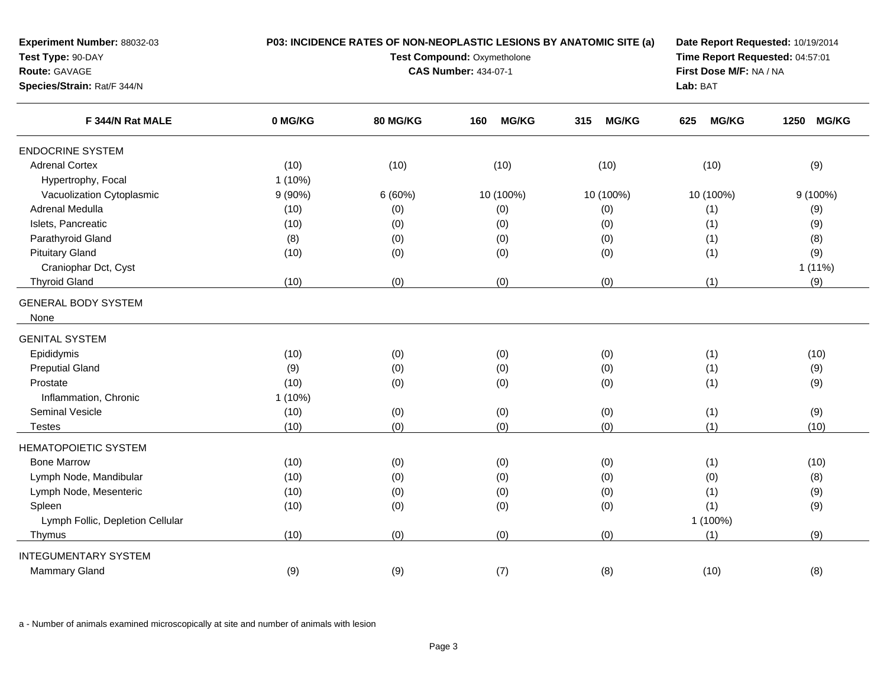**Experiment Number:** 88032-03
**Test Type:** 90-DAY
**Route:** GAVAGE
**Species/Strain:** Rat/F 344/N

**P03: INCIDENCE RATES OF NON-NEOPLASTIC LESIONS BY ANATOMIC SITE (a)**
**Test Compound:** Oxymetholone
**CAS Number:** 434-07-1

**Date Report Requested:** 10/19/2014
**Time Report Requested:** 04:57:01
**First Dose M/F:** NA / NA
**Lab:** BAT

| F 344/N Rat MALE | 0 MG/KG | 80 MG/KG | 160 MG/KG | 315 MG/KG | 625 MG/KG | 1250 MG/KG |
|---|---|---|---|---|---|---|
| ENDOCRINE SYSTEM | | | | | | |
| Adrenal Cortex | (10) | (10) | (10) | (10) | (10) | (9) |
| Hypertrophy, Focal | 1 (10%) | | | | | |
| Vacuolization Cytoplasmic | 9 (90%) | 6 (60%) | 10 (100%) | 10 (100%) | 10 (100%) | 9 (100%) |
| Adrenal Medulla | (10) | (0) | (0) | (0) | (1) | (9) |
| Islets, Pancreatic | (10) | (0) | (0) | (0) | (1) | (9) |
| Parathyroid Gland | (8) | (0) | (0) | (0) | (1) | (8) |
| Pituitary Gland | (10) | (0) | (0) | (0) | (1) | (9) |
| Craniophar Dct, Cyst | | | | | | 1 (11%) |
| Thyroid Gland | (10) | (0) | (0) | (0) | (1) | (9) |
| GENERAL BODY SYSTEM | | | | | | |
| None | | | | | | |
| GENITAL SYSTEM | | | | | | |
| Epididymis | (10) | (0) | (0) | (0) | (1) | (10) |
| Preputial Gland | (9) | (0) | (0) | (0) | (1) | (9) |
| Prostate | (10) | (0) | (0) | (0) | (1) | (9) |
| Inflammation, Chronic | 1 (10%) | | | | | |
| Seminal Vesicle | (10) | (0) | (0) | (0) | (1) | (9) |
| Testes | (10) | (0) | (0) | (0) | (1) | (10) |
| HEMATOPOIETIC SYSTEM | | | | | | |
| Bone Marrow | (10) | (0) | (0) | (0) | (1) | (10) |
| Lymph Node, Mandibular | (10) | (0) | (0) | (0) | (0) | (8) |
| Lymph Node, Mesenteric | (10) | (0) | (0) | (0) | (1) | (9) |
| Spleen | (10) | (0) | (0) | (0) | (1) | (9) |
| Lymph Follic, Depletion Cellular | | | | | 1 (100%) | |
| Thymus | (10) | (0) | (0) | (0) | (1) | (9) |
| INTEGUMENTARY SYSTEM | | | | | | |
| Mammary Gland | (9) | (9) | (7) | (8) | (10) | (8) |

a - Number of animals examined microscopically at site and number of animals with lesion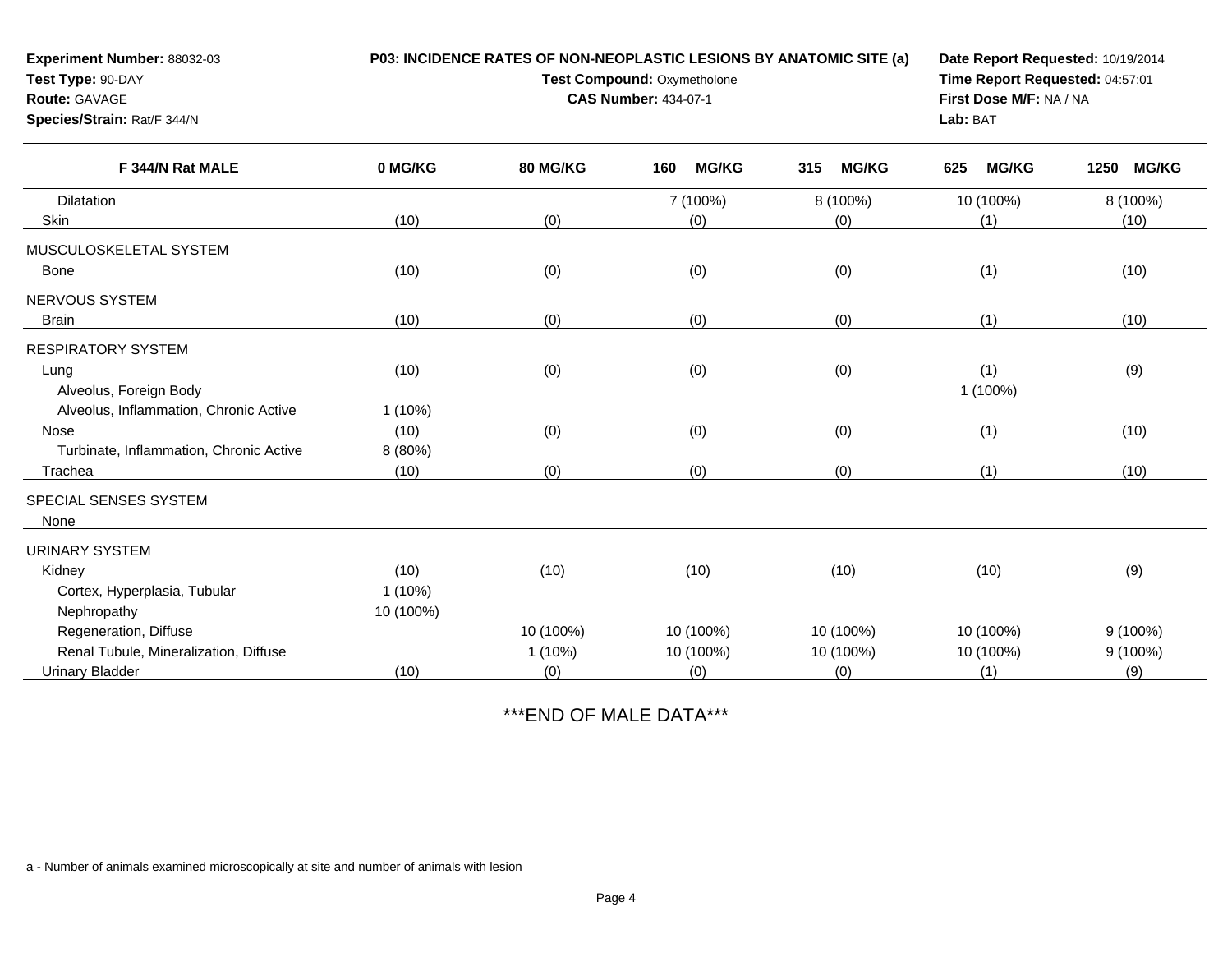**Experiment Number:** 88032-03
**Test Type:** 90-DAY
**Route:** GAVAGE
**Species/Strain:** Rat/F 344/N

**P03: INCIDENCE RATES OF NON-NEOPLASTIC LESIONS BY ANATOMIC SITE (a)**
**Test Compound:** Oxymetholone
**CAS Number:** 434-07-1

**Date Report Requested:** 10/19/2014
**Time Report Requested:** 04:57:01
**First Dose M/F:** NA / NA
**Lab:** BAT

| F 344/N Rat MALE | 0 MG/KG | 80 MG/KG | 160 MG/KG | 315 MG/KG | 625 MG/KG | 1250 MG/KG |
|---|---|---|---|---|---|---|
| Dilatation | | | 7 (100%) | 8 (100%) | 10 (100%) | 8 (100%) |
| Skin | (10) | (0) | (0) | (0) | (1) | (10) |
| MUSCULOSKELETAL SYSTEM | | | | | | |
| Bone | (10) | (0) | (0) | (0) | (1) | (10) |
| NERVOUS SYSTEM | | | | | | |
| Brain | (10) | (0) | (0) | (0) | (1) | (10) |
| RESPIRATORY SYSTEM | | | | | | |
| Lung | (10) | (0) | (0) | (0) | (1) | (9) |
| Alveolus, Foreign Body | | | | | 1 (100%) | |
| Alveolus, Inflammation, Chronic Active | 1 (10%) | | | | | |
| Nose | (10) | (0) | (0) | (0) | (1) | (10) |
| Turbinate, Inflammation, Chronic Active | 8 (80%) | | | | | |
| Trachea | (10) | (0) | (0) | (0) | (1) | (10) |
| SPECIAL SENSES SYSTEM | | | | | | |
| None | | | | | | |
| URINARY SYSTEM | | | | | | |
| Kidney | (10) | (10) | (10) | (10) | (10) | (9) |
| Cortex, Hyperplasia, Tubular | 1 (10%) | | | | | |
| Nephropathy | 10 (100%) | | | | | |
| Regeneration, Diffuse | | 10 (100%) | 10 (100%) | 10 (100%) | 10 (100%) | 9 (100%) |
| Renal Tubule, Mineralization, Diffuse | | 1 (10%) | 10 (100%) | 10 (100%) | 10 (100%) | 9 (100%) |
| Urinary Bladder | (10) | (0) | (0) | (0) | (1) | (9) |

***END OF MALE DATA***

a - Number of animals examined microscopically at site and number of animals with lesion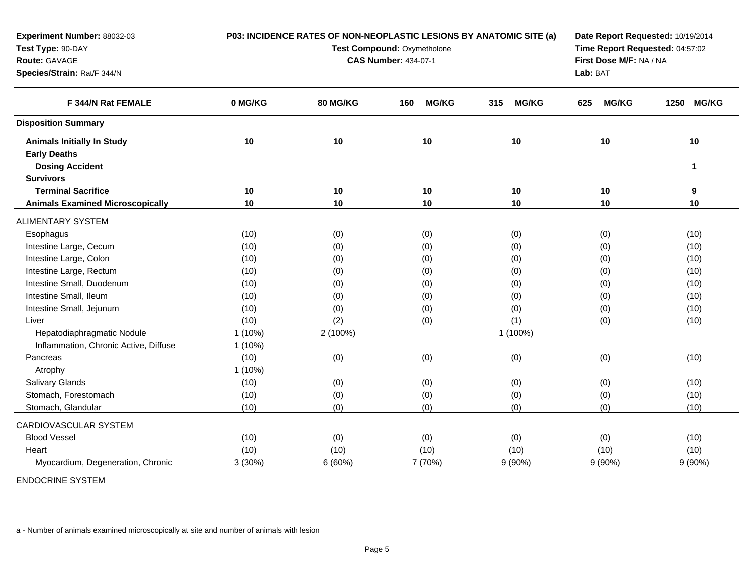**Experiment Number:** 88032-03
**Test Type:** 90-DAY
**Route:** GAVAGE
**Species/Strain:** Rat/F 344/N

**P03: INCIDENCE RATES OF NON-NEOPLASTIC LESIONS BY ANATOMIC SITE (a)**
**Test Compound:** Oxymetholone
**CAS Number:** 434-07-1

**Date Report Requested:** 10/19/2014
**Time Report Requested:** 04:57:02
**First Dose M/F:** NA / NA
**Lab:** BAT

| F 344/N Rat FEMALE | 0 MG/KG | 80 MG/KG | 160 MG/KG | 315 MG/KG | 625 MG/KG | 1250 MG/KG |
|---|---|---|---|---|---|---|
| **Disposition Summary** | | | | | | |
| **Animals Initially In Study** | **10** | **10** | **10** | **10** | **10** | **10** |
| **Early Deaths** | | | | | | |
| **Dosing Accident** | | | | | | **1** |
| **Survivors** | | | | | | |
| **Terminal Sacrifice** | **10** | **10** | **10** | **10** | **10** | **9** |
| **Animals Examined Microscopically** | **10** | **10** | **10** | **10** | **10** | **10** |
| ALIMENTARY SYSTEM | | | | | | |
| Esophagus | (10) | (0) | (0) | (0) | (0) | (10) |
| Intestine Large, Cecum | (10) | (0) | (0) | (0) | (0) | (10) |
| Intestine Large, Colon | (10) | (0) | (0) | (0) | (0) | (10) |
| Intestine Large, Rectum | (10) | (0) | (0) | (0) | (0) | (10) |
| Intestine Small, Duodenum | (10) | (0) | (0) | (0) | (0) | (10) |
| Intestine Small, Ileum | (10) | (0) | (0) | (0) | (0) | (10) |
| Intestine Small, Jejunum | (10) | (0) | (0) | (0) | (0) | (10) |
| Liver | (10) | (2) | (0) | (1) | (0) | (10) |
| Hepatodiaphragmatic Nodule | 1 (10%) | 2 (100%) | | 1 (100%) | | |
| Inflammation, Chronic Active, Diffuse | 1 (10%) | | | | | |
| Pancreas | (10) | (0) | (0) | (0) | (0) | (10) |
| Atrophy | 1 (10%) | | | | | |
| Salivary Glands | (10) | (0) | (0) | (0) | (0) | (10) |
| Stomach, Forestomach | (10) | (0) | (0) | (0) | (0) | (10) |
| Stomach, Glandular | (10) | (0) | (0) | (0) | (0) | (10) |
| CARDIOVASCULAR SYSTEM | | | | | | |
| Blood Vessel | (10) | (0) | (0) | (0) | (0) | (10) |
| Heart | (10) | (10) | (10) | (10) | (10) | (10) |
| Myocardium, Degeneration, Chronic | 3 (30%) | 6 (60%) | 7 (70%) | 9 (90%) | 9 (90%) | 9 (90%) |
| ENDOCRINE SYSTEM | | | | | | |

a - Number of animals examined microscopically at site and number of animals with lesion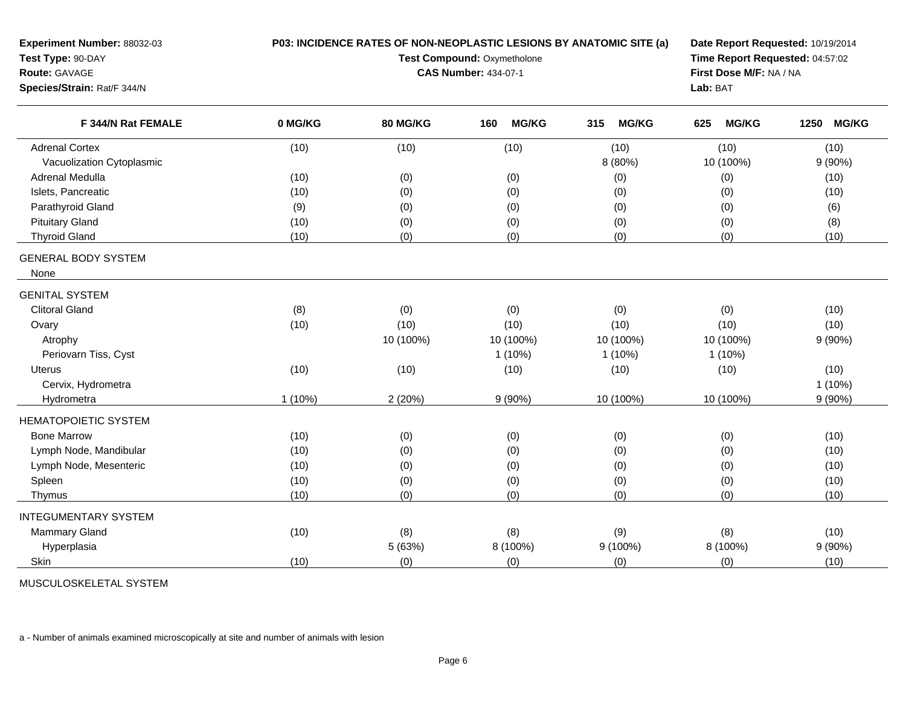**Experiment Number:** 88032-03
**Test Type:** 90-DAY
**Route:** GAVAGE
**Species/Strain:** Rat/F 344/N

**P03: INCIDENCE RATES OF NON-NEOPLASTIC LESIONS BY ANATOMIC SITE (a)**
**Test Compound:** Oxymetholone
**CAS Number:** 434-07-1

**Date Report Requested:** 10/19/2014
**Time Report Requested:** 04:57:02
**First Dose M/F:** NA / NA
**Lab:** BAT

| F 344/N Rat FEMALE | 0 MG/KG | 80 MG/KG | 160 MG/KG | 315 MG/KG | 625 MG/KG | 1250 MG/KG |
|---|---|---|---|---|---|---|
| Adrenal Cortex | (10) | (10) | (10) | (10) | (10) | (10) |
| Vacuolization Cytoplasmic | | | | 8 (80%) | 10 (100%) | 9 (90%) |
| Adrenal Medulla | (10) | (0) | (0) | (0) | (0) | (10) |
| Islets, Pancreatic | (10) | (0) | (0) | (0) | (0) | (10) |
| Parathyroid Gland | (9) | (0) | (0) | (0) | (0) | (6) |
| Pituitary Gland | (10) | (0) | (0) | (0) | (0) | (8) |
| Thyroid Gland | (10) | (0) | (0) | (0) | (0) | (10) |
| GENERAL BODY SYSTEM | | | | | | |
| None | | | | | | |
| GENITAL SYSTEM | | | | | | |
| Clitoral Gland | (8) | (0) | (0) | (0) | (0) | (10) |
| Ovary | (10) | (10) | (10) | (10) | (10) | (10) |
| Atrophy | | 10 (100%) | 10 (100%) | 10 (100%) | 10 (100%) | 9 (90%) |
| Periovarn Tiss, Cyst | | | 1 (10%) | 1 (10%) | 1 (10%) | |
| Uterus | (10) | (10) | (10) | (10) | (10) | (10) |
| Cervix, Hydrometra | | | | | | 1 (10%) |
| Hydrometra | 1 (10%) | 2 (20%) | 9 (90%) | 10 (100%) | 10 (100%) | 9 (90%) |
| HEMATOPOIETIC SYSTEM | | | | | | |
| Bone Marrow | (10) | (0) | (0) | (0) | (0) | (10) |
| Lymph Node, Mandibular | (10) | (0) | (0) | (0) | (0) | (10) |
| Lymph Node, Mesenteric | (10) | (0) | (0) | (0) | (0) | (10) |
| Spleen | (10) | (0) | (0) | (0) | (0) | (10) |
| Thymus | (10) | (0) | (0) | (0) | (0) | (10) |
| INTEGUMENTARY SYSTEM | | | | | | |
| Mammary Gland | (10) | (8) | (8) | (9) | (8) | (10) |
| Hyperplasia | | 5 (63%) | 8 (100%) | 9 (100%) | 8 (100%) | 9 (90%) |
| Skin | (10) | (0) | (0) | (0) | (0) | (10) |
| MUSCULOSKELETAL SYSTEM | | | | | | |

a - Number of animals examined microscopically at site and number of animals with lesion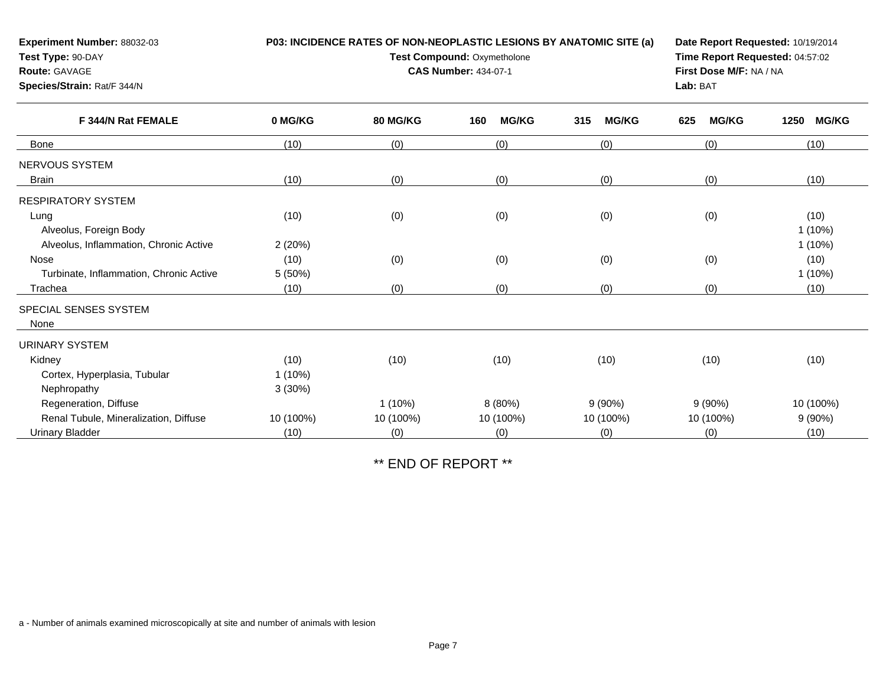**Experiment Number:** 88032-03
**Test Type:** 90-DAY
**Route:** GAVAGE
**Species/Strain:** Rat/F 344/N

**P03: INCIDENCE RATES OF NON-NEOPLASTIC LESIONS BY ANATOMIC SITE (a)**
**Test Compound:** Oxymetholone
**CAS Number:** 434-07-1

**Date Report Requested:** 10/19/2014
**Time Report Requested:** 04:57:02
**First Dose M/F:** NA / NA
**Lab:** BAT

| F 344/N Rat FEMALE | 0 MG/KG | 80 MG/KG | 160 MG/KG | 315 MG/KG | 625 MG/KG | 1250 MG/KG |
|---|---|---|---|---|---|---|
| Bone | (10) | (0) | (0) | (0) | (0) | (10) |
| NERVOUS SYSTEM | | | | | | |
| Brain | (10) | (0) | (0) | (0) | (0) | (10) |
| RESPIRATORY SYSTEM | | | | | | |
| Lung | (10) | (0) | (0) | (0) | (0) | (10) |
| Alveolus, Foreign Body | | | | | | 1 (10%) |
| Alveolus, Inflammation, Chronic Active | 2 (20%) | | | | | 1 (10%) |
| Nose | (10) | (0) | (0) | (0) | (0) | (10) |
| Turbinate, Inflammation, Chronic Active | 5 (50%) | | | | | 1 (10%) |
| Trachea | (10) | (0) | (0) | (0) | (0) | (10) |
| SPECIAL SENSES SYSTEM | | | | | | |
| None | | | | | | |
| URINARY SYSTEM | | | | | | |
| Kidney | (10) | (10) | (10) | (10) | (10) | (10) |
| Cortex, Hyperplasia, Tubular | 1 (10%) | | | | | |
| Nephropathy | 3 (30%) | | | | | |
| Regeneration, Diffuse | | 1 (10%) | 8 (80%) | 9 (90%) | 9 (90%) | 10 (100%) |
| Renal Tubule, Mineralization, Diffuse | 10 (100%) | 10 (100%) | 10 (100%) | 10 (100%) | 10 (100%) | 9 (90%) |
| Urinary Bladder | (10) | (0) | (0) | (0) | (0) | (10) |

** END OF REPORT **

a - Number of animals examined microscopically at site and number of animals with lesion